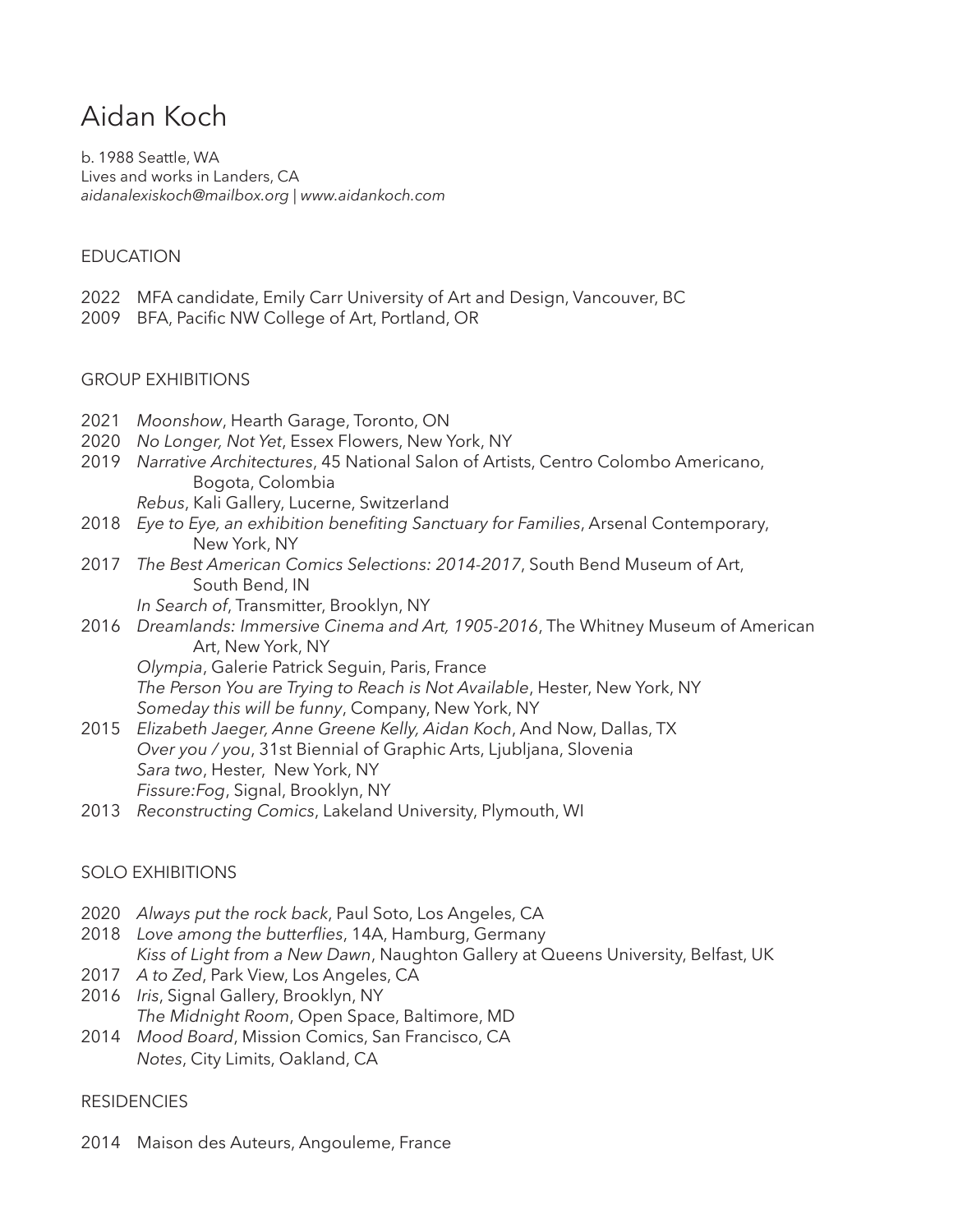# Aidan Koch

b. 1988 Seattle, WA
Lives and works in Landers, CA
*aidanalexiskoch@mailbox.org | www.aidankoch.com*

## EDUCATION

2022 MFA candidate, Emily Carr University of Art and Design, Vancouver, BC
2009 BFA, Pacific NW College of Art, Portland, OR

## GROUP EXHIBITIONS

2021 *Moonshow*, Hearth Garage, Toronto, ON
2020 *No Longer, Not Yet*, Essex Flowers, New York, NY
2019 *Narrative Architectures*, 45 National Salon of Artists, Centro Colombo Americano, Bogota, Colombia
*Rebus*, Kali Gallery, Lucerne, Switzerland
2018 *Eye to Eye, an exhibition benefiting Sanctuary for Families*, Arsenal Contemporary, New York, NY
2017 *The Best American Comics Selections: 2014-2017*, South Bend Museum of Art, South Bend, IN
*In Search of*, Transmitter, Brooklyn, NY
2016 *Dreamlands: Immersive Cinema and Art, 1905-2016*, The Whitney Museum of American Art, New York, NY
*Olympia*, Galerie Patrick Seguin, Paris, France
*The Person You are Trying to Reach is Not Available*, Hester, New York, NY
*Someday this will be funny*, Company, New York, NY
2015 *Elizabeth Jaeger, Anne Greene Kelly, Aidan Koch*, And Now, Dallas, TX
*Over you / you*, 31st Biennial of Graphic Arts, Ljubljana, Slovenia
*Sara two*, Hester, New York, NY
*Fissure:Fog*, Signal, Brooklyn, NY
2013 *Reconstructing Comics*, Lakeland University, Plymouth, WI

## SOLO EXHIBITIONS

2020 *Always put the rock back*, Paul Soto, Los Angeles, CA
2018 *Love among the butterflies*, 14A, Hamburg, Germany
*Kiss of Light from a New Dawn*, Naughton Gallery at Queens University, Belfast, UK
2017 *A to Zed*, Park View, Los Angeles, CA
2016 *Iris*, Signal Gallery, Brooklyn, NY
*The Midnight Room*, Open Space, Baltimore, MD
2014 *Mood Board*, Mission Comics, San Francisco, CA
*Notes*, City Limits, Oakland, CA

## RESIDENCIES

2014 Maison des Auteurs, Angouleme, France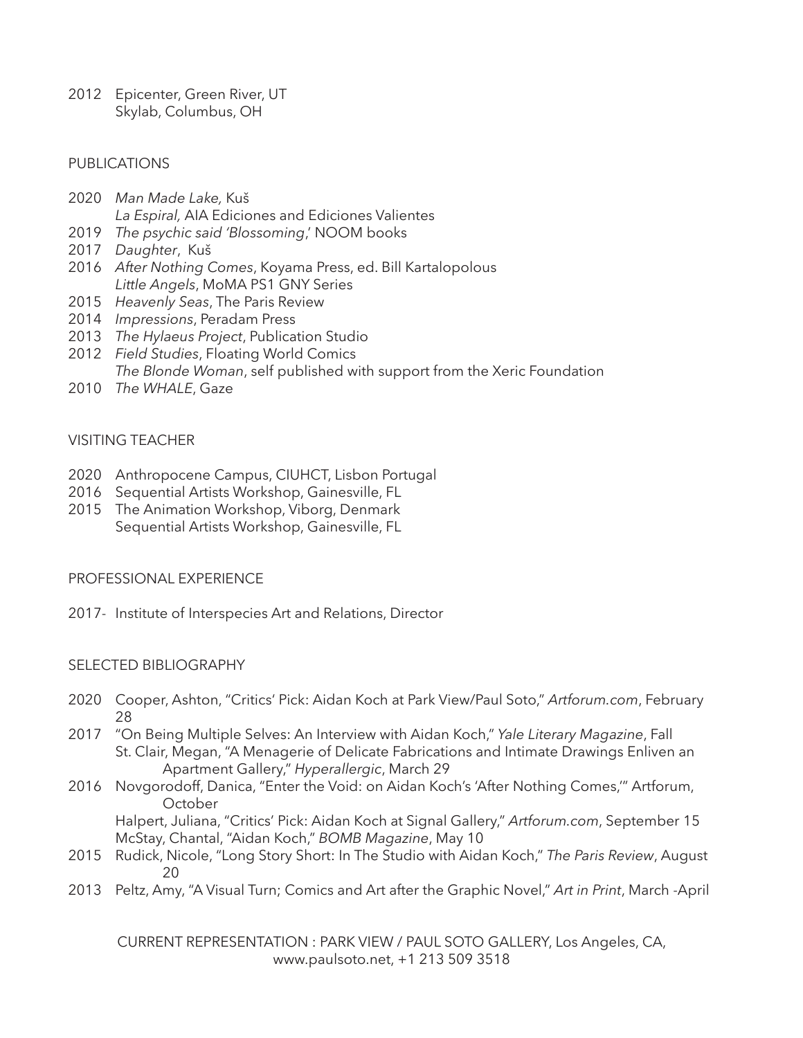2012 Epicenter, Green River, UT
Skylab, Columbus, OH

## PUBLICATIONS

2020 *Man Made Lake,* Kuš
*La Espiral,* AIA Ediciones and Ediciones Valientes
2019 *The psychic said 'Blossoming*,' NOOM books
2017 *Daughter*, Kuš
2016 *After Nothing Comes*, Koyama Press, ed. Bill Kartalopolous
*Little Angels*, MoMA PS1 GNY Series
2015 *Heavenly Seas*, The Paris Review
2014 *Impressions*, Peradam Press
2013 *The Hylaeus Project*, Publication Studio
2012 *Field Studies*, Floating World Comics
*The Blonde Woman*, self published with support from the Xeric Foundation
2010 *The WHALE*, Gaze

## VISITING TEACHER

2020 Anthropocene Campus, CIUHCT, Lisbon Portugal
2016 Sequential Artists Workshop, Gainesville, FL
2015 The Animation Workshop, Viborg, Denmark
Sequential Artists Workshop, Gainesville, FL

## PROFESSIONAL EXPERIENCE

2017- Institute of Interspecies Art and Relations, Director

## SELECTED BIBLIOGRAPHY

2020 Cooper, Ashton, "Critics' Pick: Aidan Koch at Park View/Paul Soto," *Artforum.com*, February 28
2017 "On Being Multiple Selves: An Interview with Aidan Koch," *Yale Literary Magazine*, Fall
St. Clair, Megan, "A Menagerie of Delicate Fabrications and Intimate Drawings Enliven an Apartment Gallery," *Hyperallergic*, March 29
2016 Novgorodoff, Danica, "Enter the Void: on Aidan Koch's 'After Nothing Comes,'" Artforum, October
Halpert, Juliana, "Critics' Pick: Aidan Koch at Signal Gallery," *Artforum.com*, September 15
McStay, Chantal, "Aidan Koch," *BOMB Magazine*, May 10
2015 Rudick, Nicole, "Long Story Short: In The Studio with Aidan Koch," *The Paris Review*, August 20
2013 Peltz, Amy, "A Visual Turn; Comics and Art after the Graphic Novel," *Art in Print*, March -April

CURRENT REPRESENTATION : PARK VIEW / PAUL SOTO GALLERY, Los Angeles, CA, www.paulsoto.net, +1 213 509 3518